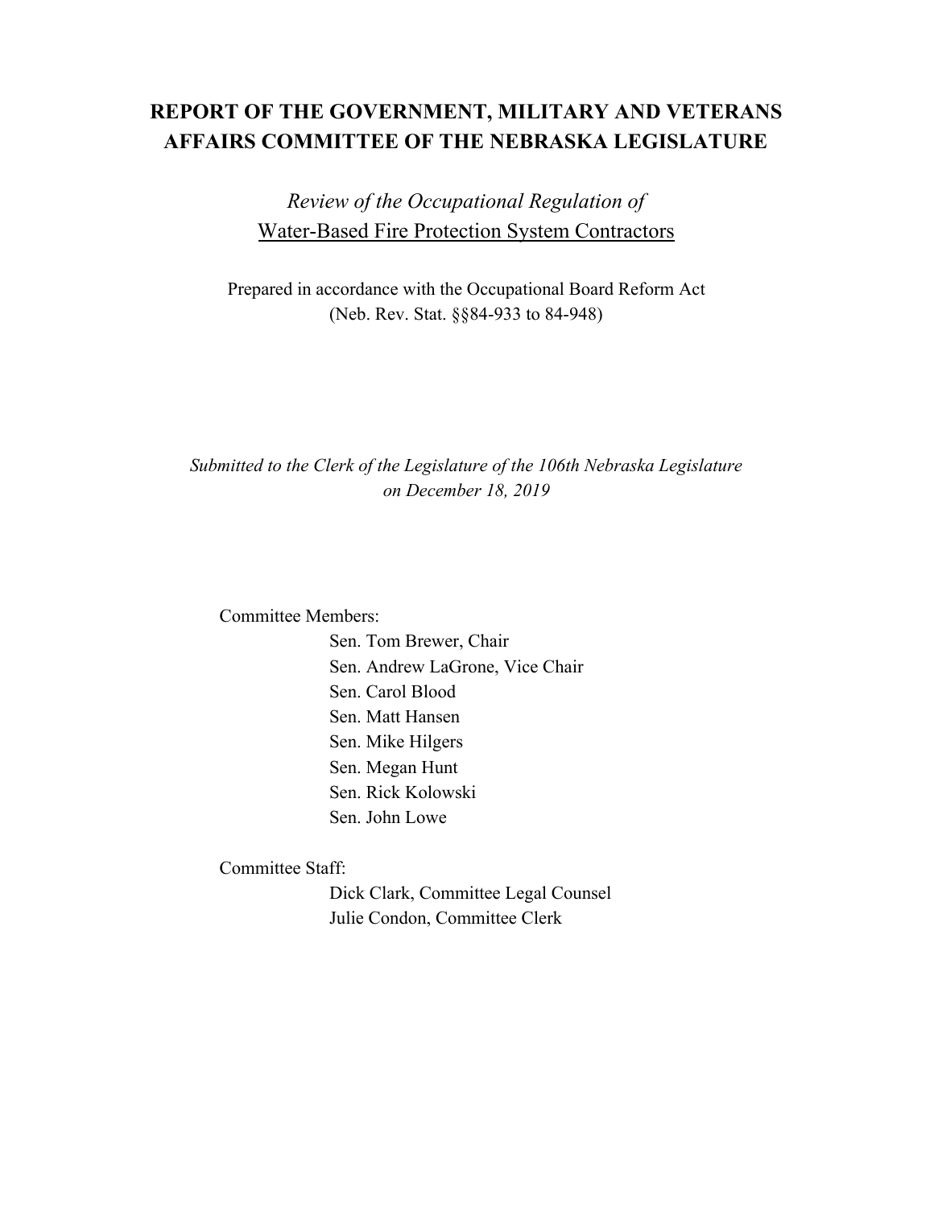# REPORT OF THE GOVERNMENT, MILITARY AND VETERANS AFFAIRS COMMITTEE OF THE NEBRASKA LEGISLATURE

*Review of the Occupational Regulation of*
Water-Based Fire Protection System Contractors

Prepared in accordance with the Occupational Board Reform Act
(Neb. Rev. Stat. §§84-933 to 84-948)

*Submitted to the Clerk of the Legislature of the 106th Nebraska Legislature on December 18, 2019*

Committee Members:

- Sen. Tom Brewer, Chair
- Sen. Andrew LaGrone, Vice Chair
- Sen. Carol Blood
- Sen. Matt Hansen
- Sen. Mike Hilgers
- Sen. Megan Hunt
- Sen. Rick Kolowski
- Sen. John Lowe

Committee Staff:

- Dick Clark, Committee Legal Counsel
- Julie Condon, Committee Clerk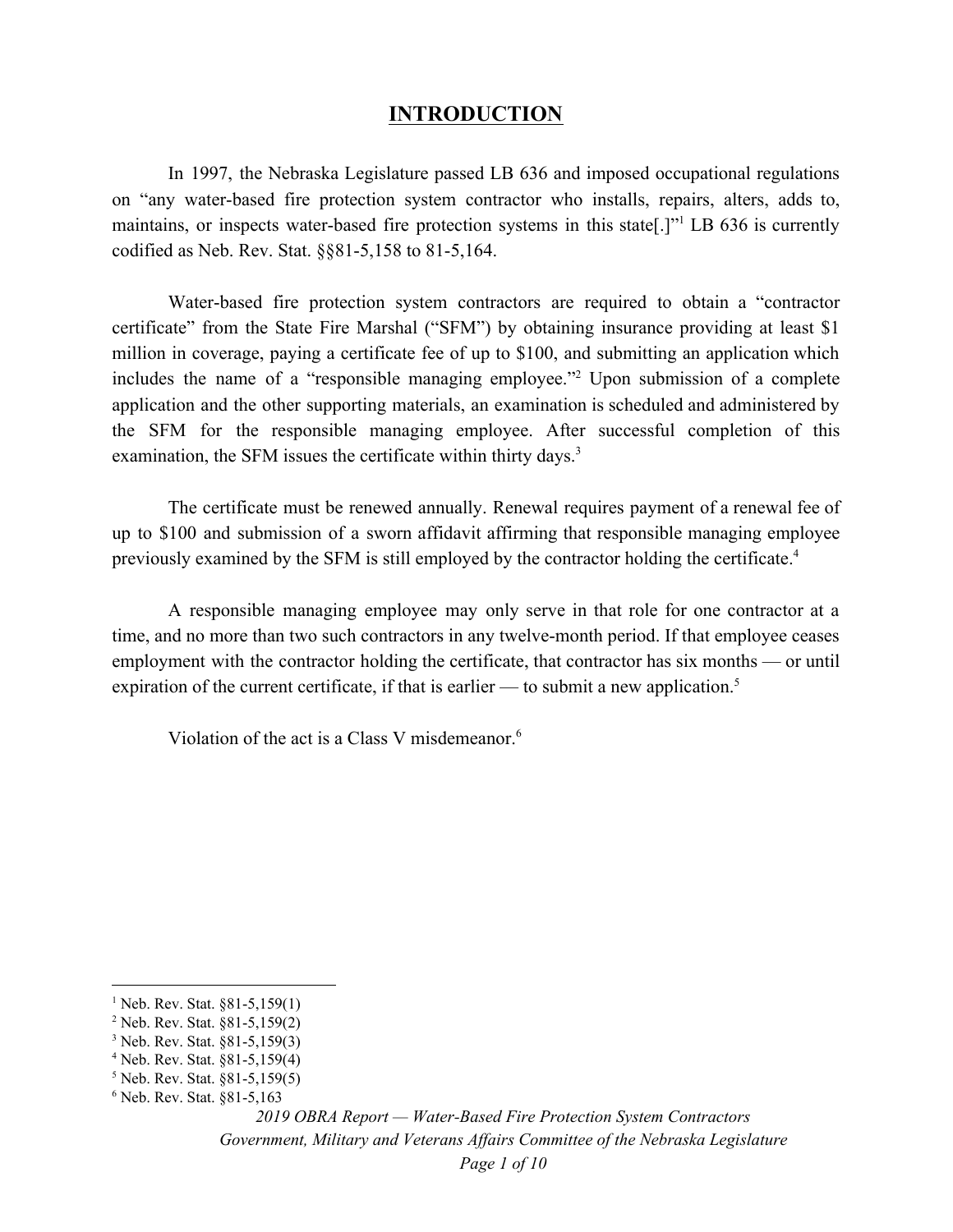# INTRODUCTION

In 1997, the Nebraska Legislature passed LB 636 and imposed occupational regulations on "any water-based fire protection system contractor who installs, repairs, alters, adds to, maintains, or inspects water-based fire protection systems in this state[.]"[1] LB 636 is currently codified as Neb. Rev. Stat. §§81-5,158 to 81-5,164.

Water-based fire protection system contractors are required to obtain a "contractor certificate" from the State Fire Marshal ("SFM") by obtaining insurance providing at least $1 million in coverage, paying a certificate fee of up to $100, and submitting an application which includes the name of a "responsible managing employee."[2] Upon submission of a complete application and the other supporting materials, an examination is scheduled and administered by the SFM for the responsible managing employee. After successful completion of this examination, the SFM issues the certificate within thirty days.[3]

The certificate must be renewed annually. Renewal requires payment of a renewal fee of up to $100 and submission of a sworn affidavit affirming that responsible managing employee previously examined by the SFM is still employed by the contractor holding the certificate.[4]

A responsible managing employee may only serve in that role for one contractor at a time, and no more than two such contractors in any twelve-month period. If that employee ceases employment with the contractor holding the certificate, that contractor has six months — or until expiration of the current certificate, if that is earlier — to submit a new application.[5]

Violation of the act is a Class V misdemeanor.[6]

---

[1] Neb. Rev. Stat. §81-5,159(1)
[2] Neb. Rev. Stat. §81-5,159(2)
[3] Neb. Rev. Stat. §81-5,159(3)
[4] Neb. Rev. Stat. §81-5,159(4)
[5] Neb. Rev. Stat. §81-5,159(5)
[6] Neb. Rev. Stat. §81-5,163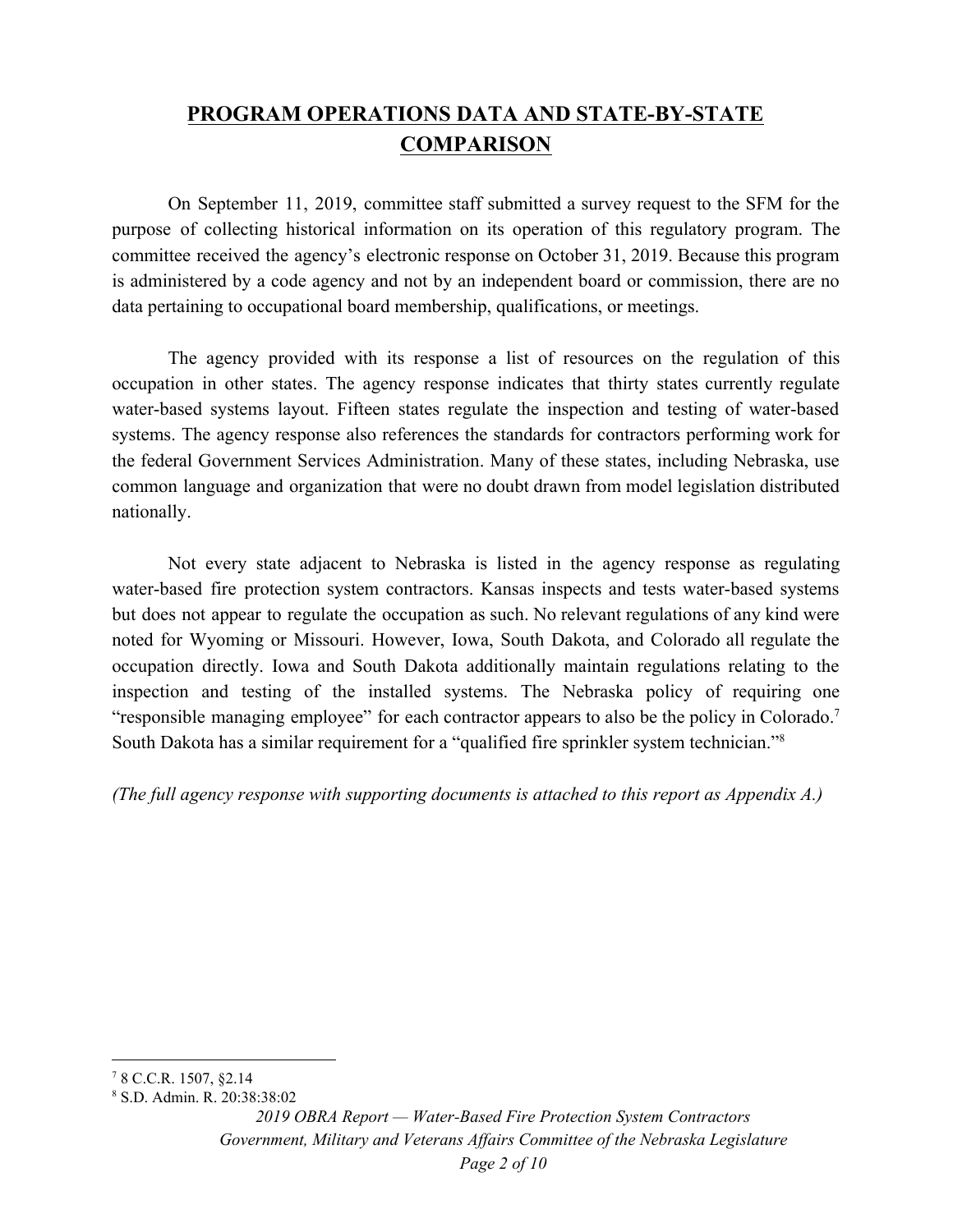# PROGRAM OPERATIONS DATA AND STATE-BY-STATE COMPARISON

On September 11, 2019, committee staff submitted a survey request to the SFM for the purpose of collecting historical information on its operation of this regulatory program. The committee received the agency's electronic response on October 31, 2019. Because this program is administered by a code agency and not by an independent board or commission, there are no data pertaining to occupational board membership, qualifications, or meetings.

The agency provided with its response a list of resources on the regulation of this occupation in other states. The agency response indicates that thirty states currently regulate water-based systems layout. Fifteen states regulate the inspection and testing of water-based systems. The agency response also references the standards for contractors performing work for the federal Government Services Administration. Many of these states, including Nebraska, use common language and organization that were no doubt drawn from model legislation distributed nationally.

Not every state adjacent to Nebraska is listed in the agency response as regulating water-based fire protection system contractors. Kansas inspects and tests water-based systems but does not appear to regulate the occupation as such. No relevant regulations of any kind were noted for Wyoming or Missouri. However, Iowa, South Dakota, and Colorado all regulate the occupation directly. Iowa and South Dakota additionally maintain regulations relating to the inspection and testing of the installed systems. The Nebraska policy of requiring one "responsible managing employee" for each contractor appears to also be the policy in Colorado.[7] South Dakota has a similar requirement for a "qualified fire sprinkler system technician."[8]

*(The full agency response with supporting documents is attached to this report as Appendix A.)*

---

[7] 8 C.C.R. 1507, §2.14

[8] S.D. Admin. R. 20:38:38:02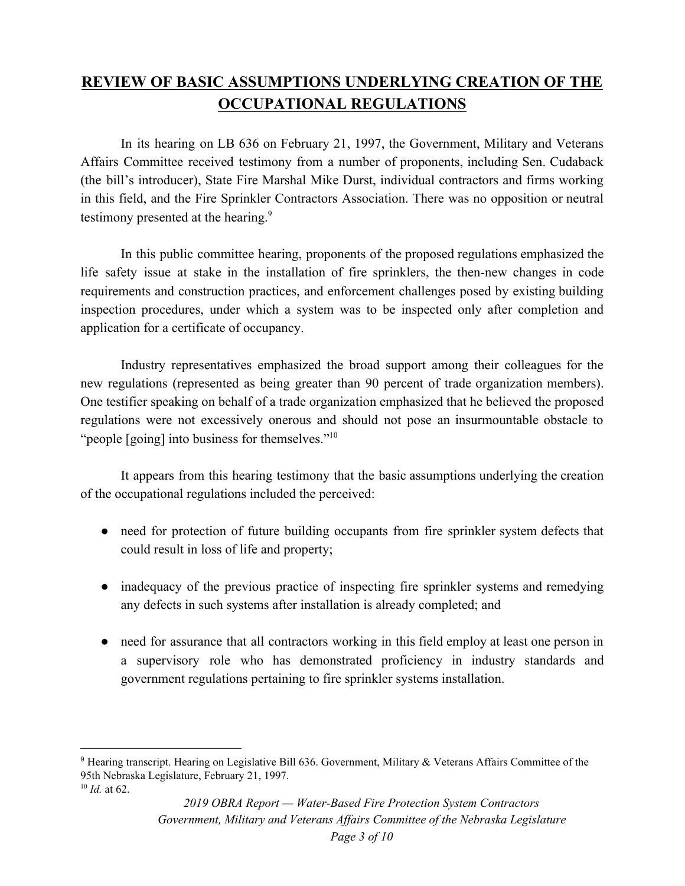## REVIEW OF BASIC ASSUMPTIONS UNDERLYING CREATION OF THE OCCUPATIONAL REGULATIONS

In its hearing on LB 636 on February 21, 1997, the Government, Military and Veterans Affairs Committee received testimony from a number of proponents, including Sen. Cudaback (the bill's introducer), State Fire Marshal Mike Durst, individual contractors and firms working in this field, and the Fire Sprinkler Contractors Association. There was no opposition or neutral testimony presented at the hearing.[9]

In this public committee hearing, proponents of the proposed regulations emphasized the life safety issue at stake in the installation of fire sprinklers, the then-new changes in code requirements and construction practices, and enforcement challenges posed by existing building inspection procedures, under which a system was to be inspected only after completion and application for a certificate of occupancy.

Industry representatives emphasized the broad support among their colleagues for the new regulations (represented as being greater than 90 percent of trade organization members). One testifier speaking on behalf of a trade organization emphasized that he believed the proposed regulations were not excessively onerous and should not pose an insurmountable obstacle to "people [going] into business for themselves."[10]

It appears from this hearing testimony that the basic assumptions underlying the creation of the occupational regulations included the perceived:

- need for protection of future building occupants from fire sprinkler system defects that could result in loss of life and property;
- inadequacy of the previous practice of inspecting fire sprinkler systems and remedying any defects in such systems after installation is already completed; and
- need for assurance that all contractors working in this field employ at least one person in a supervisory role who has demonstrated proficiency in industry standards and government regulations pertaining to fire sprinkler systems installation.

---

[9] Hearing transcript. Hearing on Legislative Bill 636. Government, Military & Veterans Affairs Committee of the 95th Nebraska Legislature, February 21, 1997.

[10] *Id.* at 62.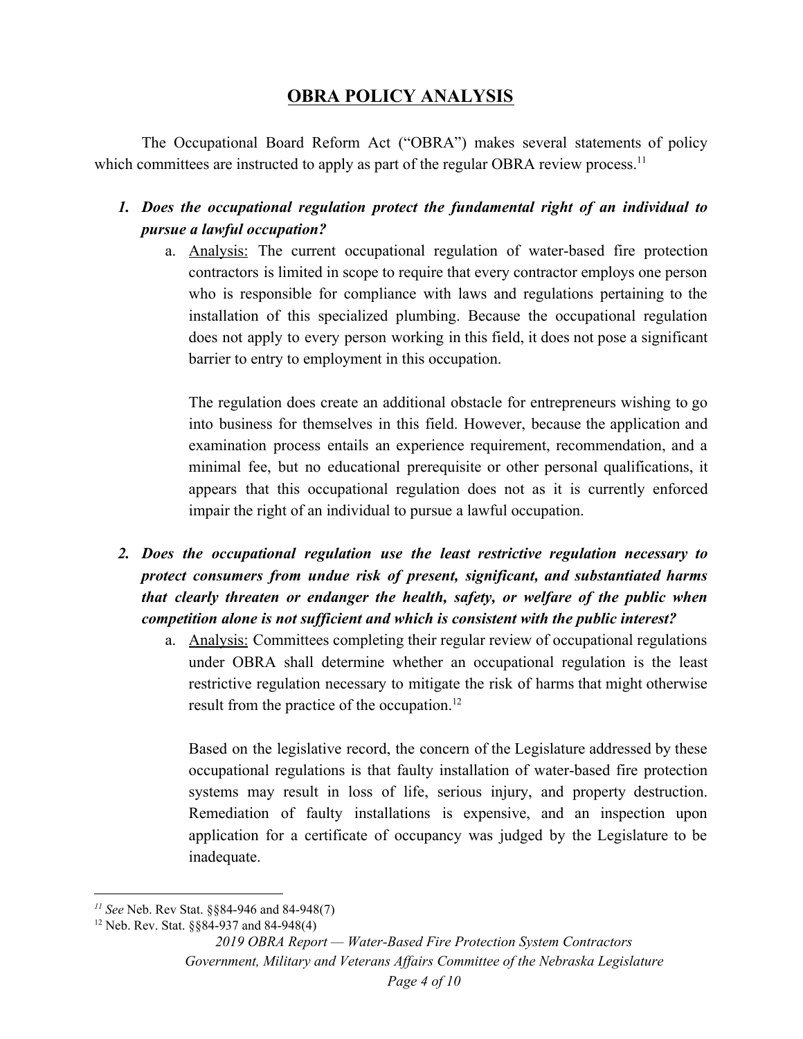## OBRA POLICY ANALYSIS

The Occupational Board Reform Act ("OBRA") makes several statements of policy which committees are instructed to apply as part of the regular OBRA review process.[11]

1. ***Does the occupational regulation protect the fundamental right of an individual to pursue a lawful occupation?***

   a. Analysis: The current occupational regulation of water-based fire protection contractors is limited in scope to require that every contractor employs one person who is responsible for compliance with laws and regulations pertaining to the installation of this specialized plumbing. Because the occupational regulation does not apply to every person working in this field, it does not pose a significant barrier to entry to employment in this occupation.

      The regulation does create an additional obstacle for entrepreneurs wishing to go into business for themselves in this field. However, because the application and examination process entails an experience requirement, recommendation, and a minimal fee, but no educational prerequisite or other personal qualifications, it appears that this occupational regulation does not as it is currently enforced impair the right of an individual to pursue a lawful occupation.

2. ***Does the occupational regulation use the least restrictive regulation necessary to protect consumers from undue risk of present, significant, and substantiated harms that clearly threaten or endanger the health, safety, or welfare of the public when competition alone is not sufficient and which is consistent with the public interest?***

   a. Analysis: Committees completing their regular review of occupational regulations under OBRA shall determine whether an occupational regulation is the least restrictive regulation necessary to mitigate the risk of harms that might otherwise result from the practice of the occupation.[12]

      Based on the legislative record, the concern of the Legislature addressed by these occupational regulations is that faulty installation of water-based fire protection systems may result in loss of life, serious injury, and property destruction. Remediation of faulty installations is expensive, and an inspection upon application for a certificate of occupancy was judged by the Legislature to be inadequate.

---

[11] *See* Neb. Rev Stat. §§84-946 and 84-948(7)

[12] Neb. Rev. Stat. §§84-937 and 84-948(4)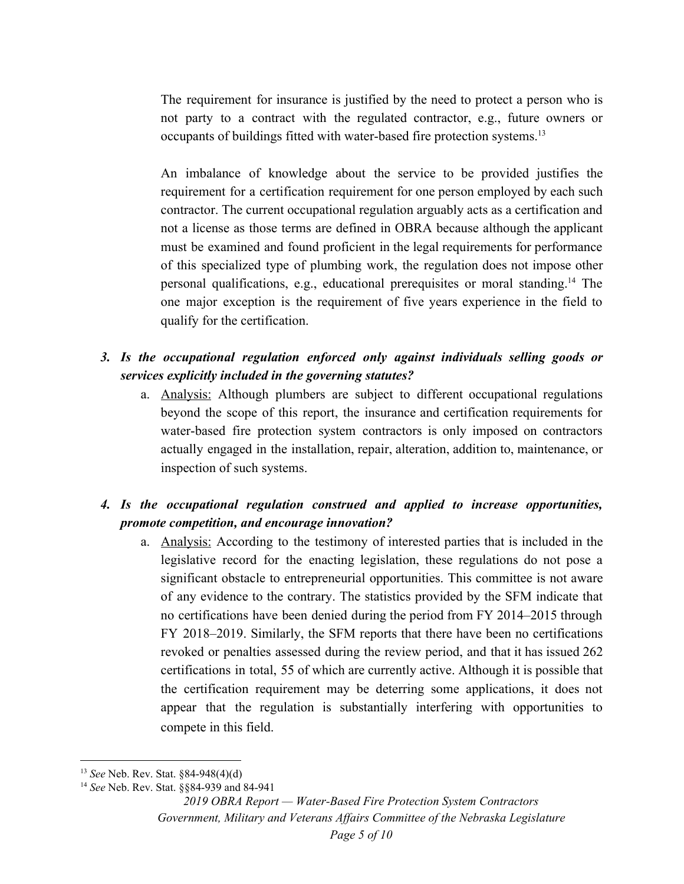The requirement for insurance is justified by the need to protect a person who is not party to a contract with the regulated contractor, e.g., future owners or occupants of buildings fitted with water-based fire protection systems.[13]

An imbalance of knowledge about the service to be provided justifies the requirement for a certification requirement for one person employed by each such contractor. The current occupational regulation arguably acts as a certification and not a license as those terms are defined in OBRA because although the applicant must be examined and found proficient in the legal requirements for performance of this specialized type of plumbing work, the regulation does not impose other personal qualifications, e.g., educational prerequisites or moral standing.[14] The one major exception is the requirement of five years experience in the field to qualify for the certification.

3. ***Is the occupational regulation enforced only against individuals selling goods or services explicitly included in the governing statutes?***
   a. Analysis: Although plumbers are subject to different occupational regulations beyond the scope of this report, the insurance and certification requirements for water-based fire protection system contractors is only imposed on contractors actually engaged in the installation, repair, alteration, addition to, maintenance, or inspection of such systems.

4. ***Is the occupational regulation construed and applied to increase opportunities, promote competition, and encourage innovation?***
   a. Analysis: According to the testimony of interested parties that is included in the legislative record for the enacting legislation, these regulations do not pose a significant obstacle to entrepreneurial opportunities. This committee is not aware of any evidence to the contrary. The statistics provided by the SFM indicate that no certifications have been denied during the period from FY 2014–2015 through FY 2018–2019. Similarly, the SFM reports that there have been no certifications revoked or penalties assessed during the review period, and that it has issued 262 certifications in total, 55 of which are currently active. Although it is possible that the certification requirement may be deterring some applications, it does not appear that the regulation is substantially interfering with opportunities to compete in this field.

---

[13] *See* Neb. Rev. Stat. §84-948(4)(d)

[14] *See* Neb. Rev. Stat. §§84-939 and 84-941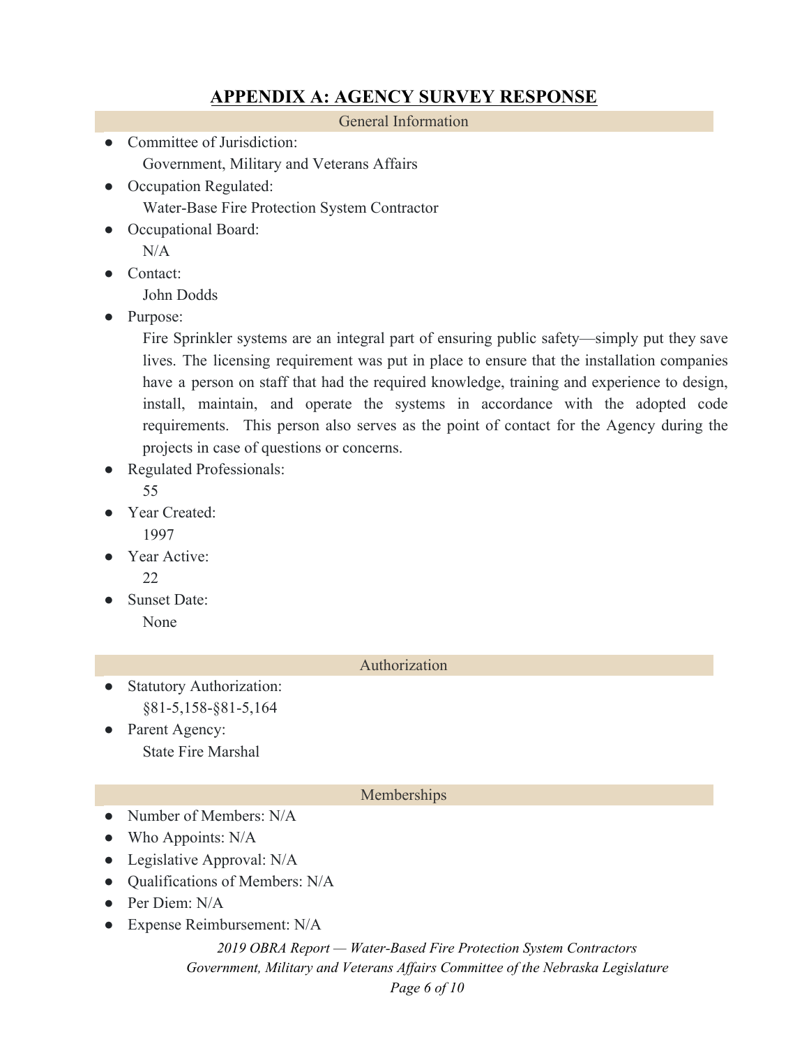# APPENDIX A: AGENCY SURVEY RESPONSE

## General Information

- Committee of Jurisdiction:
  Government, Military and Veterans Affairs
- Occupation Regulated:
  Water-Base Fire Protection System Contractor
- Occupational Board:
  N/A
- Contact:
  John Dodds
- Purpose:
  Fire Sprinkler systems are an integral part of ensuring public safety—simply put they save lives. The licensing requirement was put in place to ensure that the installation companies have a person on staff that had the required knowledge, training and experience to design, install, maintain, and operate the systems in accordance with the adopted code requirements. This person also serves as the point of contact for the Agency during the projects in case of questions or concerns.
- Regulated Professionals:
  55
- Year Created:
  1997
- Year Active:
  22
- Sunset Date:
  None

## Authorization

- Statutory Authorization:
  §81-5,158-§81-5,164
- Parent Agency:
  State Fire Marshal

## Memberships

- Number of Members: N/A
- Who Appoints: N/A
- Legislative Approval: N/A
- Qualifications of Members: N/A
- Per Diem: N/A
- Expense Reimbursement: N/A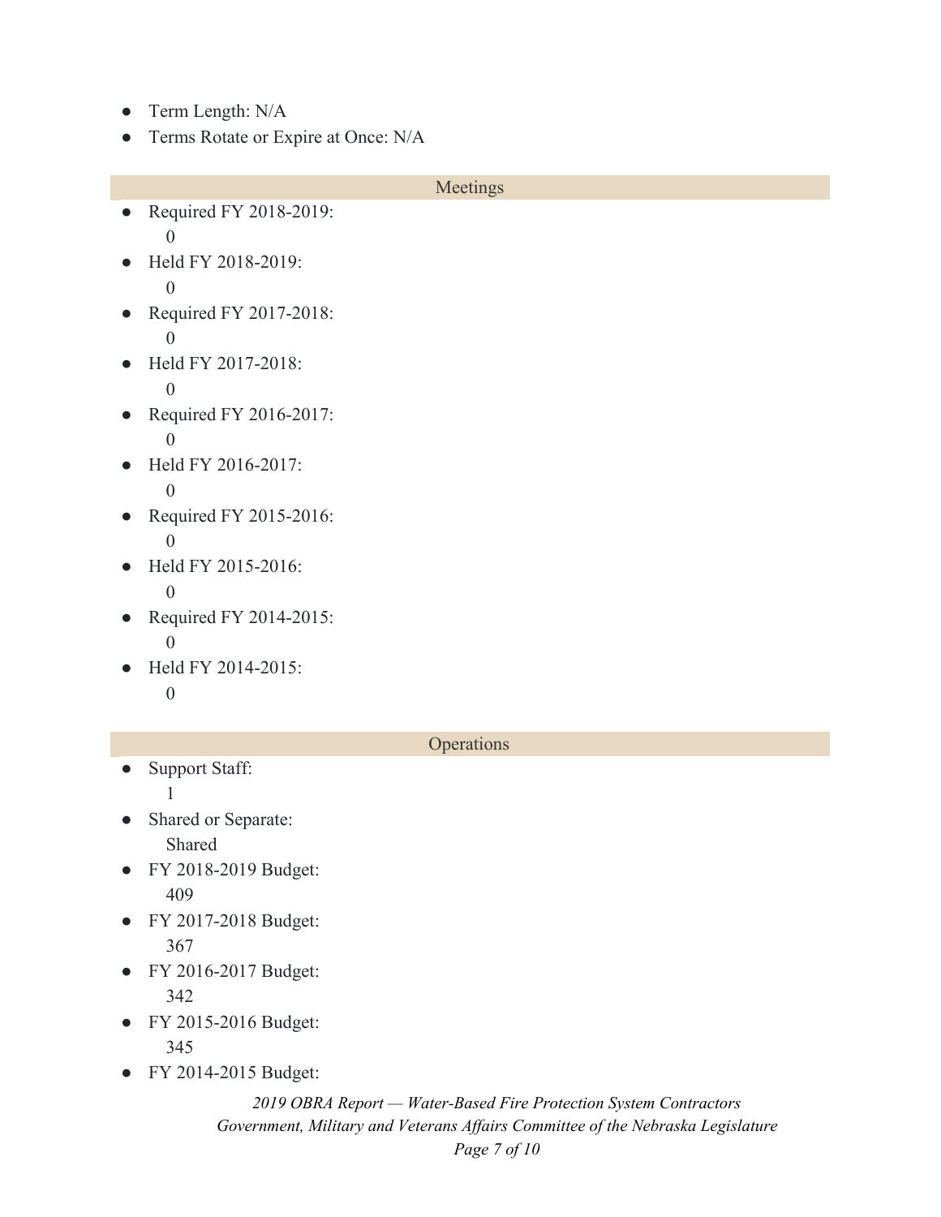- Term Length: N/A
- Terms Rotate or Expire at Once: N/A

## Meetings

- Required FY 2018-2019:
  0
- Held FY 2018-2019:
  0
- Required FY 2017-2018:
  0
- Held FY 2017-2018:
  0
- Required FY 2016-2017:
  0
- Held FY 2016-2017:
  0
- Required FY 2015-2016:
  0
- Held FY 2015-2016:
  0
- Required FY 2014-2015:
  0
- Held FY 2014-2015:
  0

## Operations

- Support Staff:
  1
- Shared or Separate:
  Shared
- FY 2018-2019 Budget:
  409
- FY 2017-2018 Budget:
  367
- FY 2016-2017 Budget:
  342
- FY 2015-2016 Budget:
  345
- FY 2014-2015 Budget: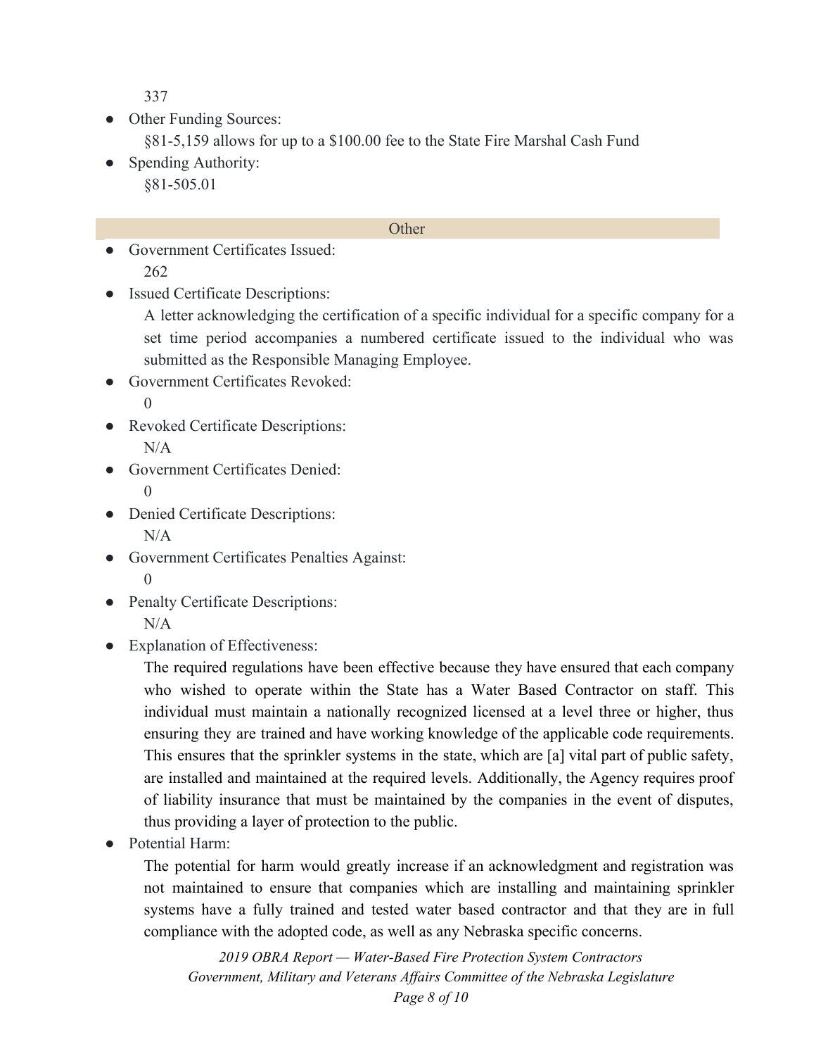337

- Other Funding Sources:
  §81-5,159 allows for up to a $100.00 fee to the State Fire Marshal Cash Fund
- Spending Authority:
  §81-505.01

## Other

- Government Certificates Issued:
  262
- Issued Certificate Descriptions:
  A letter acknowledging the certification of a specific individual for a specific company for a set time period accompanies a numbered certificate issued to the individual who was submitted as the Responsible Managing Employee.
- Government Certificates Revoked:
  0
- Revoked Certificate Descriptions:
  N/A
- Government Certificates Denied:
  0
- Denied Certificate Descriptions:
  N/A
- Government Certificates Penalties Against:
  0
- Penalty Certificate Descriptions:
  N/A
- Explanation of Effectiveness:
  The required regulations have been effective because they have ensured that each company who wished to operate within the State has a Water Based Contractor on staff. This individual must maintain a nationally recognized licensed at a level three or higher, thus ensuring they are trained and have working knowledge of the applicable code requirements. This ensures that the sprinkler systems in the state, which are [a] vital part of public safety, are installed and maintained at the required levels. Additionally, the Agency requires proof of liability insurance that must be maintained by the companies in the event of disputes, thus providing a layer of protection to the public.
- Potential Harm:
  The potential for harm would greatly increase if an acknowledgment and registration was not maintained to ensure that companies which are installing and maintaining sprinkler systems have a fully trained and tested water based contractor and that they are in full compliance with the adopted code, as well as any Nebraska specific concerns.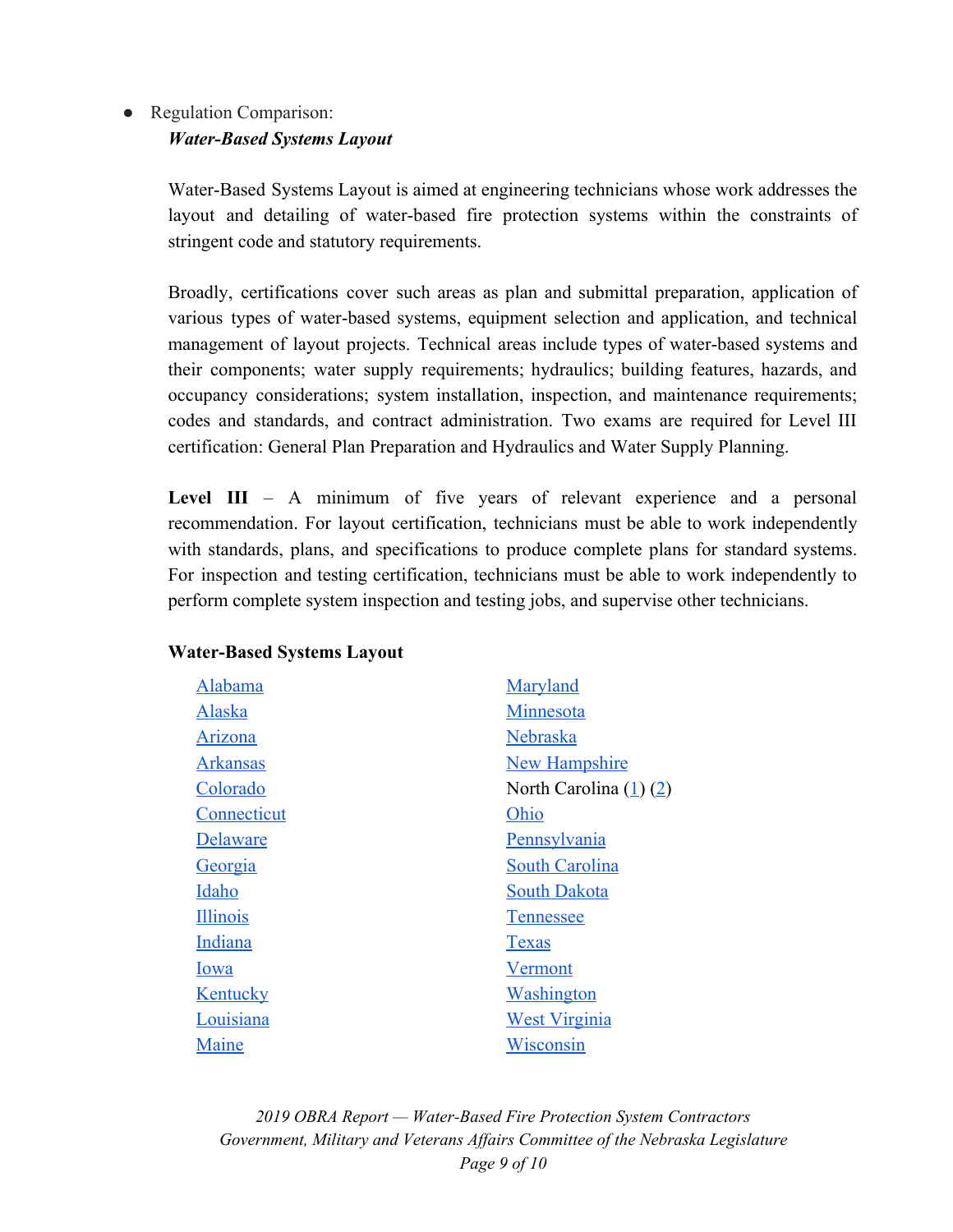- Regulation Comparison:
  ***Water-Based Systems Layout***

  Water-Based Systems Layout is aimed at engineering technicians whose work addresses the layout and detailing of water-based fire protection systems within the constraints of stringent code and statutory requirements.

  Broadly, certifications cover such areas as plan and submittal preparation, application of various types of water-based systems, equipment selection and application, and technical management of layout projects. Technical areas include types of water-based systems and their components; water supply requirements; hydraulics; building features, hazards, and occupancy considerations; system installation, inspection, and maintenance requirements; codes and standards, and contract administration. Two exams are required for Level III certification: General Plan Preparation and Hydraulics and Water Supply Planning.

  **Level III** – A minimum of five years of relevant experience and a personal recommendation. For layout certification, technicians must be able to work independently with standards, plans, and specifications to produce complete plans for standard systems. For inspection and testing certification, technicians must be able to work independently to perform complete system inspection and testing jobs, and supervise other technicians.

  **Water-Based Systems Layout**

  - Alabama
  - Alaska
  - Arizona
  - Arkansas
  - Colorado
  - Connecticut
  - Delaware
  - Georgia
  - Idaho
  - Illinois
  - Indiana
  - Iowa
  - Kentucky
  - Louisiana
  - Maine
  - Maryland
  - Minnesota
  - Nebraska
  - New Hampshire
  - North Carolina (1) (2)
  - Ohio
  - Pennsylvania
  - South Carolina
  - South Dakota
  - Tennessee
  - Texas
  - Vermont
  - Washington
  - West Virginia
  - Wisconsin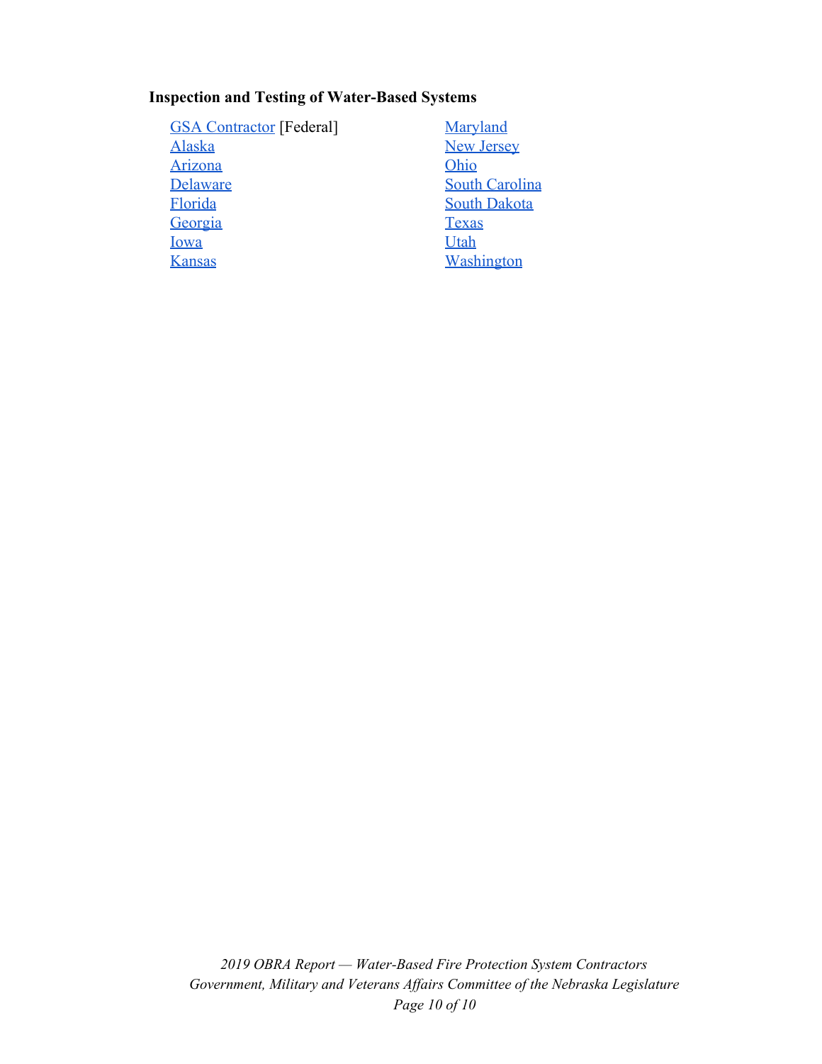**Inspection and Testing of Water-Based Systems**

- GSA Contractor [Federal]
- Alaska
- Arizona
- Delaware
- Florida
- Georgia
- Iowa
- Kansas
- Maryland
- New Jersey
- Ohio
- South Carolina
- South Dakota
- Texas
- Utah
- Washington